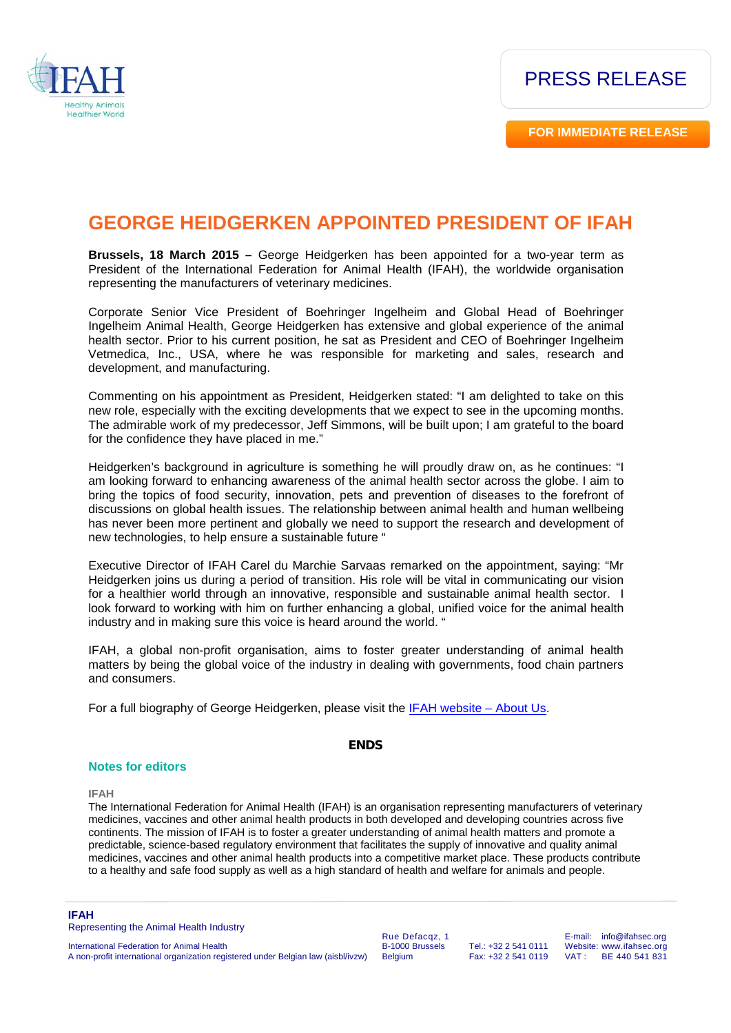IFAH
Healthy Animals
Healthier World

PRESS RELEASE

**FOR IMMEDIATE RELEASE**

# GEORGE HEIDGERKEN APPOINTED PRESIDENT OF IFAH

**Brussels, 18 March 2015 –** George Heidgerken has been appointed for a two-year term as President of the International Federation for Animal Health (IFAH), the worldwide organisation representing the manufacturers of veterinary medicines.

Corporate Senior Vice President of Boehringer Ingelheim and Global Head of Boehringer Ingelheim Animal Health, George Heidgerken has extensive and global experience of the animal health sector. Prior to his current position, he sat as President and CEO of Boehringer Ingelheim Vetmedica, Inc., USA, where he was responsible for marketing and sales, research and development, and manufacturing.

Commenting on his appointment as President, Heidgerken stated: "I am delighted to take on this new role, especially with the exciting developments that we expect to see in the upcoming months. The admirable work of my predecessor, Jeff Simmons, will be built upon; I am grateful to the board for the confidence they have placed in me."

Heidgerken's background in agriculture is something he will proudly draw on, as he continues: "I am looking forward to enhancing awareness of the animal health sector across the globe. I aim to bring the topics of food security, innovation, pets and prevention of diseases to the forefront of discussions on global health issues. The relationship between animal health and human wellbeing has never been more pertinent and globally we need to support the research and development of new technologies, to help ensure a sustainable future "

Executive Director of IFAH Carel du Marchie Sarvaas remarked on the appointment, saying: "Mr Heidgerken joins us during a period of transition. His role will be vital in communicating our vision for a healthier world through an innovative, responsible and sustainable animal health sector. I look forward to working with him on further enhancing a global, unified voice for the animal health industry and in making sure this voice is heard around the world. "

IFAH, a global non-profit organisation, aims to foster greater understanding of animal health matters by being the global voice of the industry in dealing with governments, food chain partners and consumers.

For a full biography of George Heidgerken, please visit the [IFAH website – About Us](#).

**ENDS**

## Notes for editors

**IFAH**

The International Federation for Animal Health (IFAH) is an organisation representing manufacturers of veterinary medicines, vaccines and other animal health products in both developed and developing countries across five continents. The mission of IFAH is to foster a greater understanding of animal health matters and promote a predictable, science-based regulatory environment that facilitates the supply of innovative and quality animal medicines, vaccines and other animal health products into a competitive market place. These products contribute to a healthy and safe food supply as well as a high standard of health and welfare for animals and people.

**IFAH**
Representing the Animal Health Industry

International Federation for Animal Health
A non-profit international organization registered under Belgian law (aisbl/ivzw)

Rue Defacqz, 1
B-1000 Brussels
Belgium

Tel.: +32 2 541 0111
Fax: +32 2 541 0119

E-mail: info@ifahsec.org
Website: www.ifahsec.org
VAT : BE 440 541 831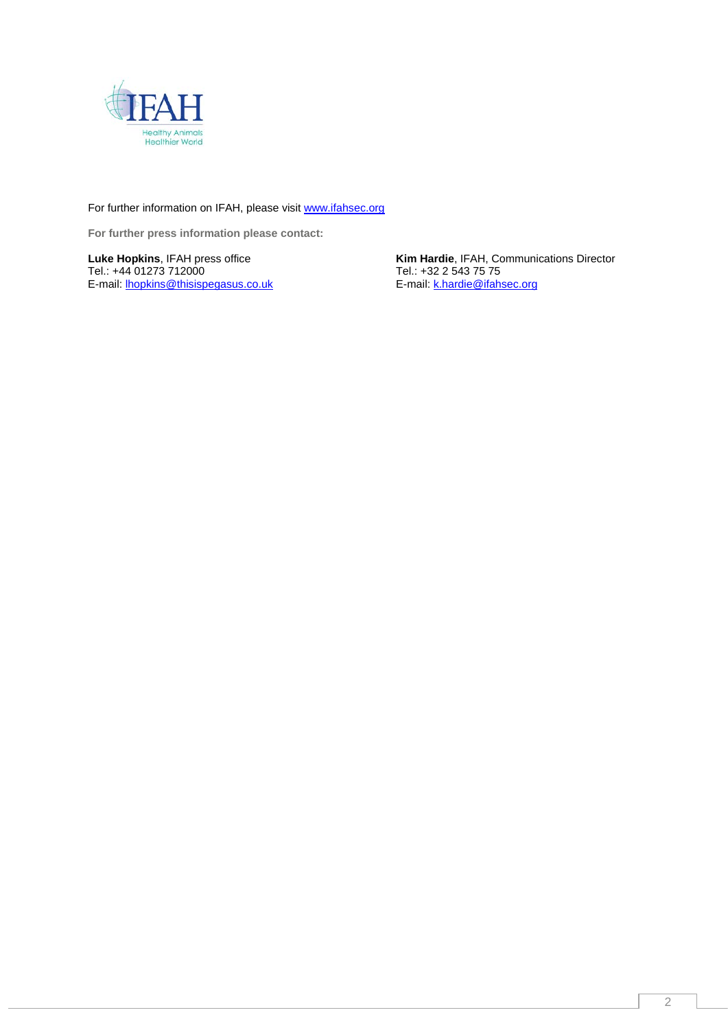For further information on IFAH, please visit www.ifahsec.org

**For further press information please contact:**

**Luke Hopkins**, IFAH press office
Tel.: +44 01273 712000
E-mail: lhopkins@thisispegasus.co.uk

**Kim Hardie**, IFAH, Communications Director
Tel.: +32 2 543 75 75
E-mail: k.hardie@ifahsec.org